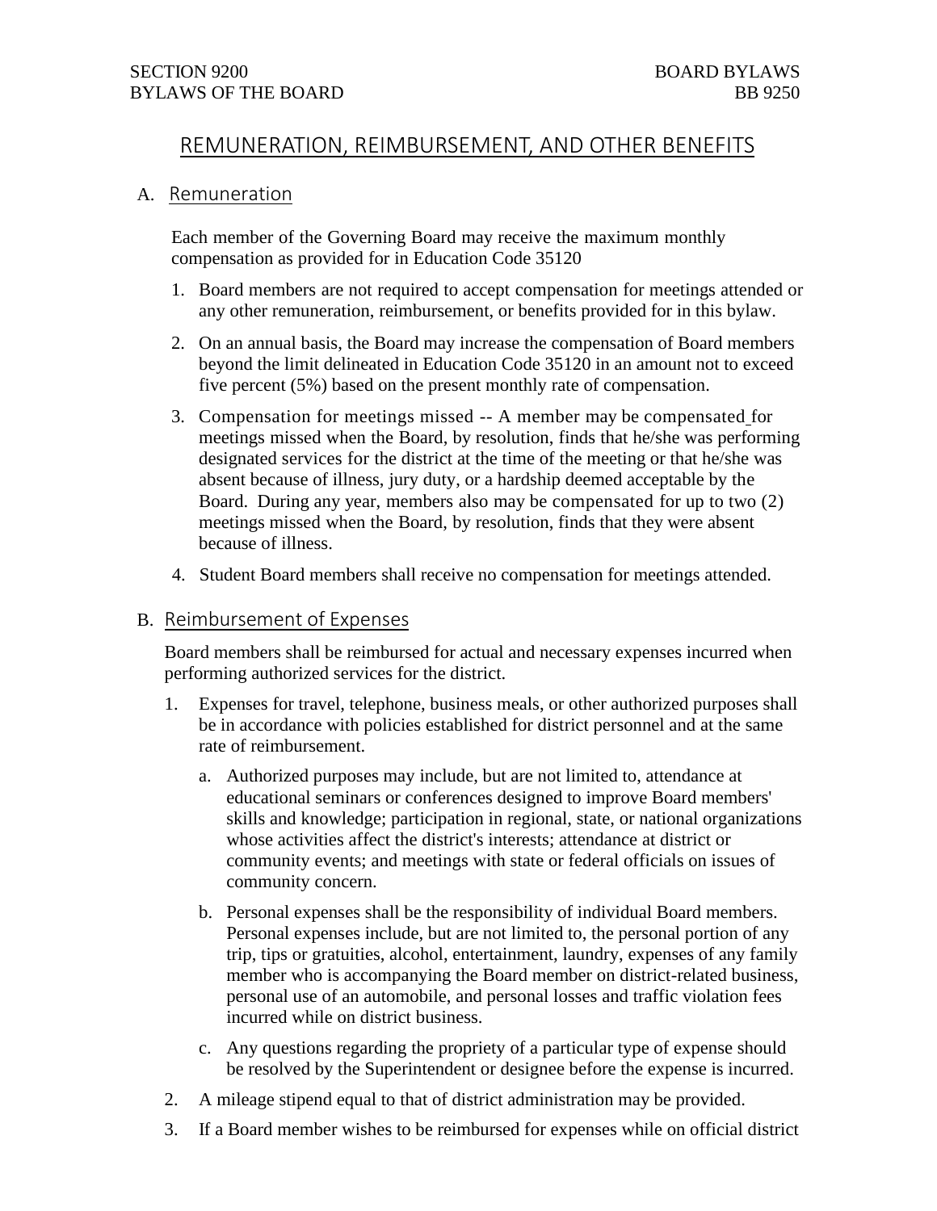SECTION 9200 BOARD BYLAWS
BYLAWS OF THE BOARD BB 9250

# REMUNERATION, REIMBURSEMENT, AND OTHER BENEFITS

## A. Remuneration

Each member of the Governing Board may receive the maximum monthly compensation as provided for in Education Code 35120

1. Board members are not required to accept compensation for meetings attended or any other remuneration, reimbursement, or benefits provided for in this bylaw.
2. On an annual basis, the Board may increase the compensation of Board members beyond the limit delineated in Education Code 35120 in an amount not to exceed five percent (5%) based on the present monthly rate of compensation.
3. Compensation for meetings missed -- A member may be compensated for meetings missed when the Board, by resolution, finds that he/she was performing designated services for the district at the time of the meeting or that he/she was absent because of illness, jury duty, or a hardship deemed acceptable by the Board. During any year, members also may be compensated for up to two (2) meetings missed when the Board, by resolution, finds that they were absent because of illness.
4. Student Board members shall receive no compensation for meetings attended.

## B. Reimbursement of Expenses

Board members shall be reimbursed for actual and necessary expenses incurred when performing authorized services for the district.

1. Expenses for travel, telephone, business meals, or other authorized purposes shall be in accordance with policies established for district personnel and at the same rate of reimbursement.
   a. Authorized purposes may include, but are not limited to, attendance at educational seminars or conferences designed to improve Board members' skills and knowledge; participation in regional, state, or national organizations whose activities affect the district's interests; attendance at district or community events; and meetings with state or federal officials on issues of community concern.
   b. Personal expenses shall be the responsibility of individual Board members. Personal expenses include, but are not limited to, the personal portion of any trip, tips or gratuities, alcohol, entertainment, laundry, expenses of any family member who is accompanying the Board member on district-related business, personal use of an automobile, and personal losses and traffic violation fees incurred while on district business.
   c. Any questions regarding the propriety of a particular type of expense should be resolved by the Superintendent or designee before the expense is incurred.
2. A mileage stipend equal to that of district administration may be provided.
3. If a Board member wishes to be reimbursed for expenses while on official district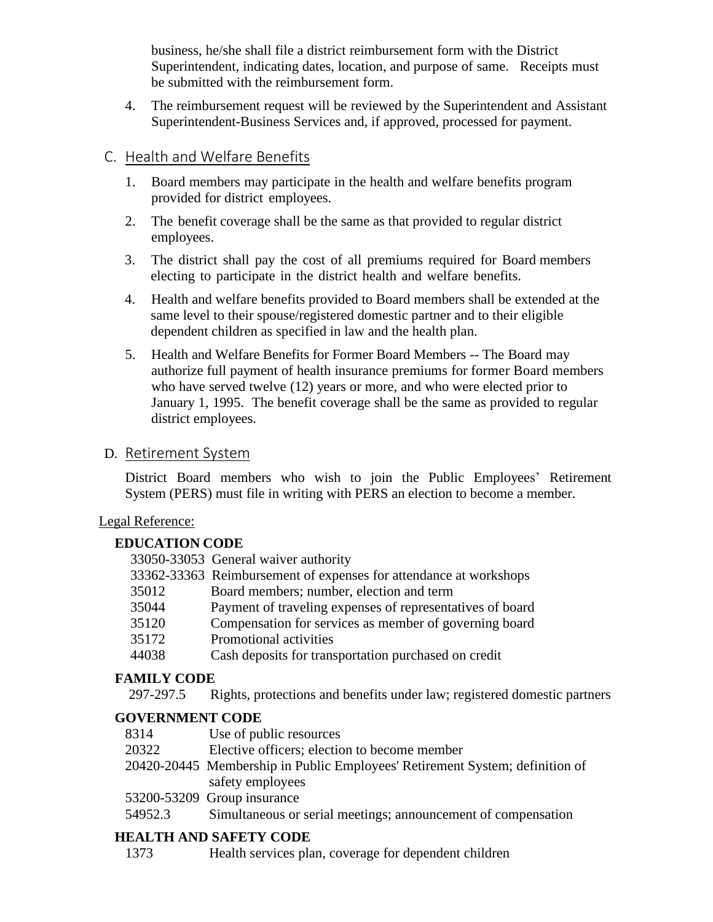business, he/she shall file a district reimbursement form with the District Superintendent, indicating dates, location, and purpose of same. Receipts must be submitted with the reimbursement form.

4. The reimbursement request will be reviewed by the Superintendent and Assistant Superintendent-Business Services and, if approved, processed for payment.

## C. Health and Welfare Benefits

1. Board members may participate in the health and welfare benefits program provided for district employees.
2. The benefit coverage shall be the same as that provided to regular district employees.
3. The district shall pay the cost of all premiums required for Board members electing to participate in the district health and welfare benefits.
4. Health and welfare benefits provided to Board members shall be extended at the same level to their spouse/registered domestic partner and to their eligible dependent children as specified in law and the health plan.
5. Health and Welfare Benefits for Former Board Members -- The Board may authorize full payment of health insurance premiums for former Board members who have served twelve (12) years or more, and who were elected prior to January 1, 1995. The benefit coverage shall be the same as provided to regular district employees.

## D. Retirement System

District Board members who wish to join the Public Employees' Retirement System (PERS) must file in writing with PERS an election to become a member.

Legal Reference:

**EDUCATION CODE**

| | |
|---|---|
| 33050-33053 | General waiver authority |
| 33362-33363 | Reimbursement of expenses for attendance at workshops |
| 35012 | Board members; number, election and term |
| 35044 | Payment of traveling expenses of representatives of board |
| 35120 | Compensation for services as member of governing board |
| 35172 | Promotional activities |
| 44038 | Cash deposits for transportation purchased on credit |

**FAMILY CODE**

| | |
|---|---|
| 297-297.5 | Rights, protections and benefits under law; registered domestic partners |

**GOVERNMENT CODE**

| | |
|---|---|
| 8314 | Use of public resources |
| 20322 | Elective officers; election to become member |
| 20420-20445 | Membership in Public Employees' Retirement System; definition of safety employees |
| 53200-53209 | Group insurance |
| 54952.3 | Simultaneous or serial meetings; announcement of compensation |

**HEALTH AND SAFETY CODE**

| | |
|---|---|
| 1373 | Health services plan, coverage for dependent children |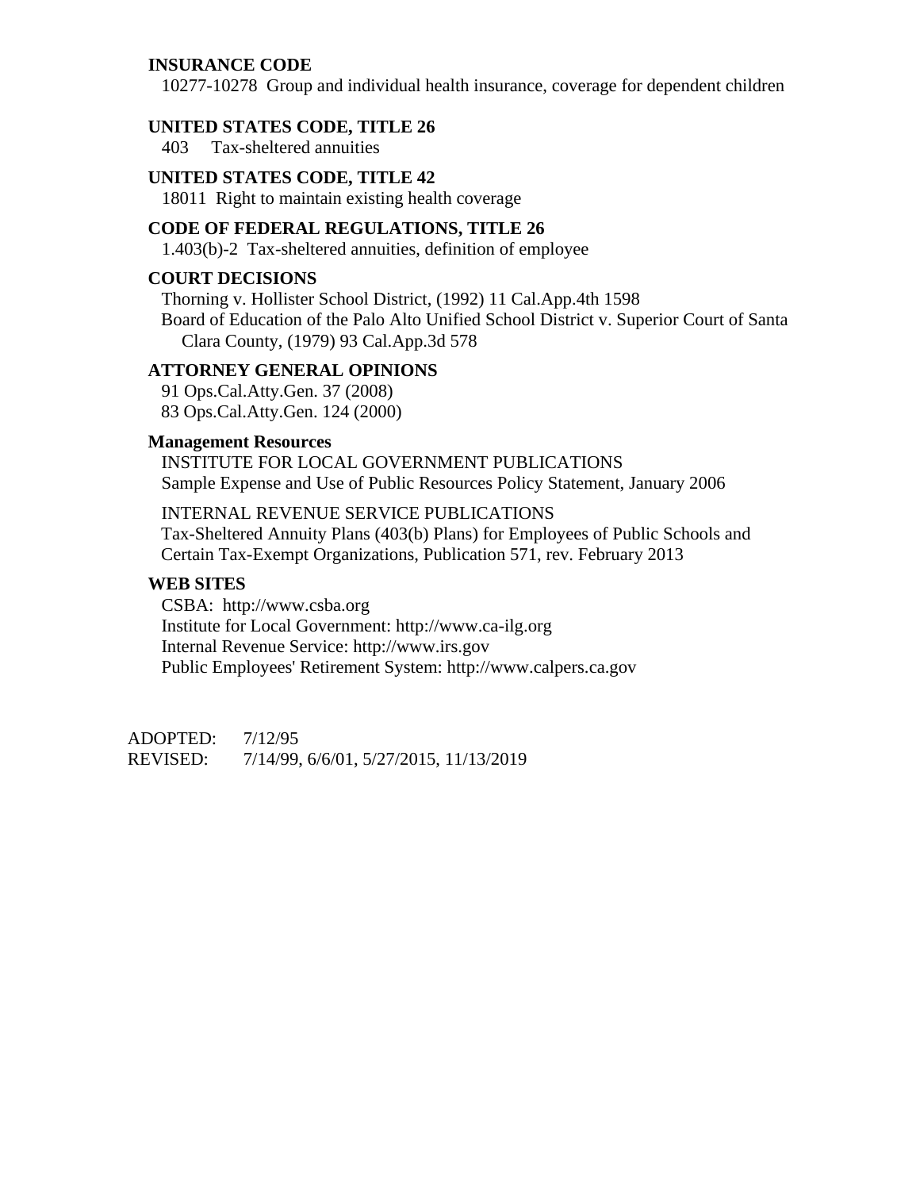**INSURANCE CODE**

10277-10278 Group and individual health insurance, coverage for dependent children

**UNITED STATES CODE, TITLE 26**

403 Tax-sheltered annuities

**UNITED STATES CODE, TITLE 42**

18011 Right to maintain existing health coverage

**CODE OF FEDERAL REGULATIONS, TITLE 26**

1.403(b)-2 Tax-sheltered annuities, definition of employee

**COURT DECISIONS**

Thorning v. Hollister School District, (1992) 11 Cal.App.4th 1598

Board of Education of the Palo Alto Unified School District v. Superior Court of Santa Clara County, (1979) 93 Cal.App.3d 578

**ATTORNEY GENERAL OPINIONS**

91 Ops.Cal.Atty.Gen. 37 (2008)

83 Ops.Cal.Atty.Gen. 124 (2000)

**Management Resources**

INSTITUTE FOR LOCAL GOVERNMENT PUBLICATIONS

Sample Expense and Use of Public Resources Policy Statement, January 2006

INTERNAL REVENUE SERVICE PUBLICATIONS

Tax-Sheltered Annuity Plans (403(b) Plans) for Employees of Public Schools and Certain Tax-Exempt Organizations, Publication 571, rev. February 2013

**WEB SITES**

CSBA: http://www.csba.org

Institute for Local Government: http://www.ca-ilg.org

Internal Revenue Service: http://www.irs.gov

Public Employees' Retirement System: http://www.calpers.ca.gov

ADOPTED: 7/12/95

REVISED: 7/14/99, 6/6/01, 5/27/2015, 11/13/2019